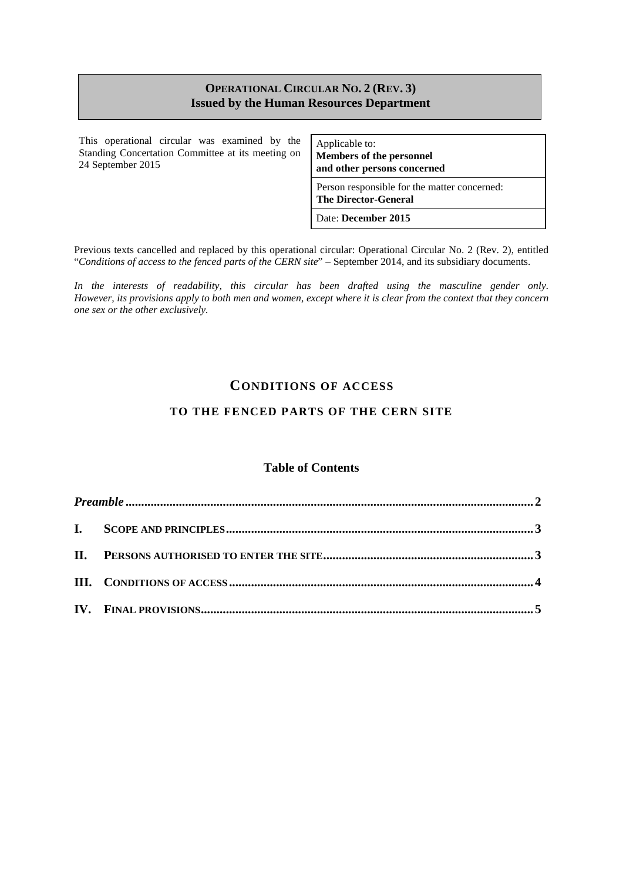# OPERATIONAL CIRCULAR NO. 2 (REV. 3)
**Issued by the Human Resources Department**

This operational circular was examined by the Standing Concertation Committee at its meeting on 24 September 2015

| Applicable to: **Members of the personnel and other persons concerned** |
| --- |
| Person responsible for the matter concerned: **The Director-General** |
| Date: **December 2015** |

Previous texts cancelled and replaced by this operational circular: Operational Circular No. 2 (Rev. 2), entitled "*Conditions of access to the fenced parts of the CERN site*" – September 2014, and its subsidiary documents.

*In the interests of readability, this circular has been drafted using the masculine gender only. However, its provisions apply to both men and women, except where it is clear from the context that they concern one sex or the other exclusively.*

## CONDITIONS OF ACCESS

### TO THE FENCED PARTS OF THE CERN SITE

### Table of Contents

*Preamble* ..... 2

I. SCOPE AND PRINCIPLES ..... 3

II. PERSONS AUTHORISED TO ENTER THE SITE ..... 3

III. CONDITIONS OF ACCESS ..... 4

IV. FINAL PROVISIONS ..... 5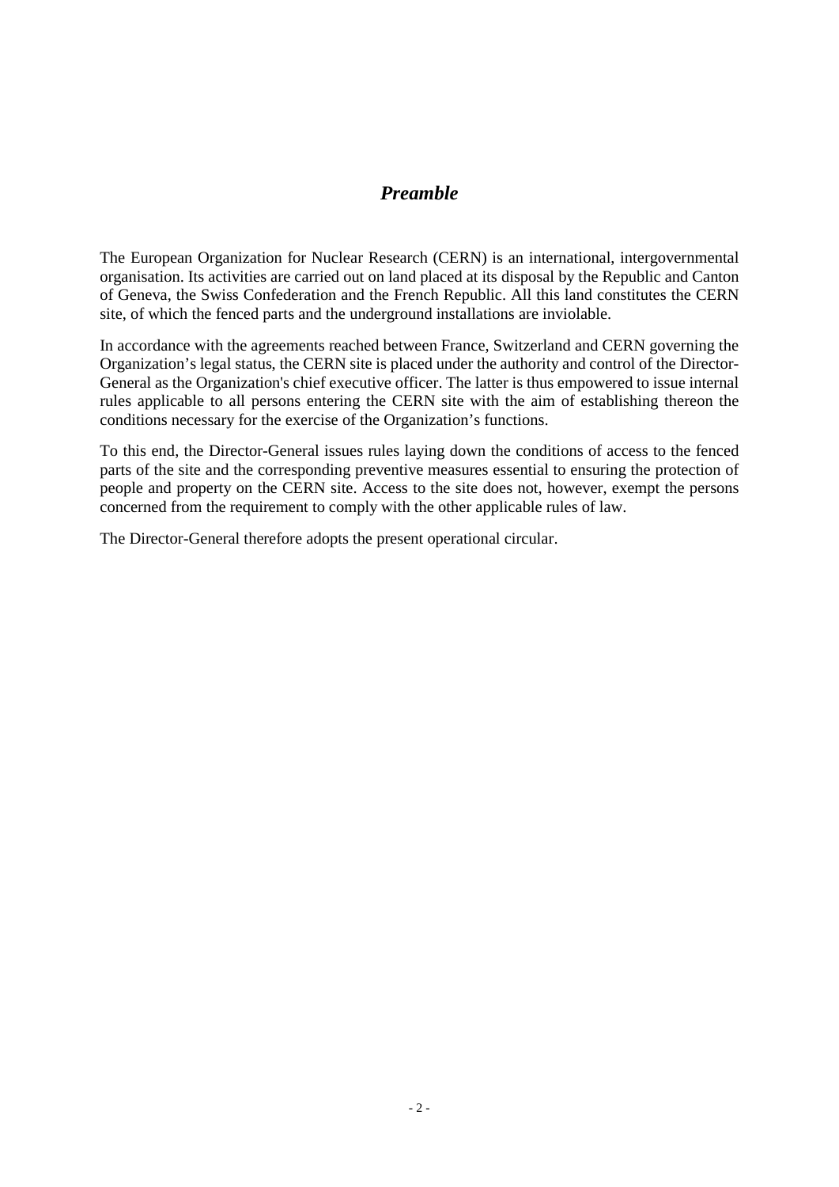## *Preamble*

The European Organization for Nuclear Research (CERN) is an international, intergovernmental organisation. Its activities are carried out on land placed at its disposal by the Republic and Canton of Geneva, the Swiss Confederation and the French Republic. All this land constitutes the CERN site, of which the fenced parts and the underground installations are inviolable.

In accordance with the agreements reached between France, Switzerland and CERN governing the Organization's legal status, the CERN site is placed under the authority and control of the Director-General as the Organization's chief executive officer. The latter is thus empowered to issue internal rules applicable to all persons entering the CERN site with the aim of establishing thereon the conditions necessary for the exercise of the Organization's functions.

To this end, the Director-General issues rules laying down the conditions of access to the fenced parts of the site and the corresponding preventive measures essential to ensuring the protection of people and property on the CERN site. Access to the site does not, however, exempt the persons concerned from the requirement to comply with the other applicable rules of law.

The Director-General therefore adopts the present operational circular.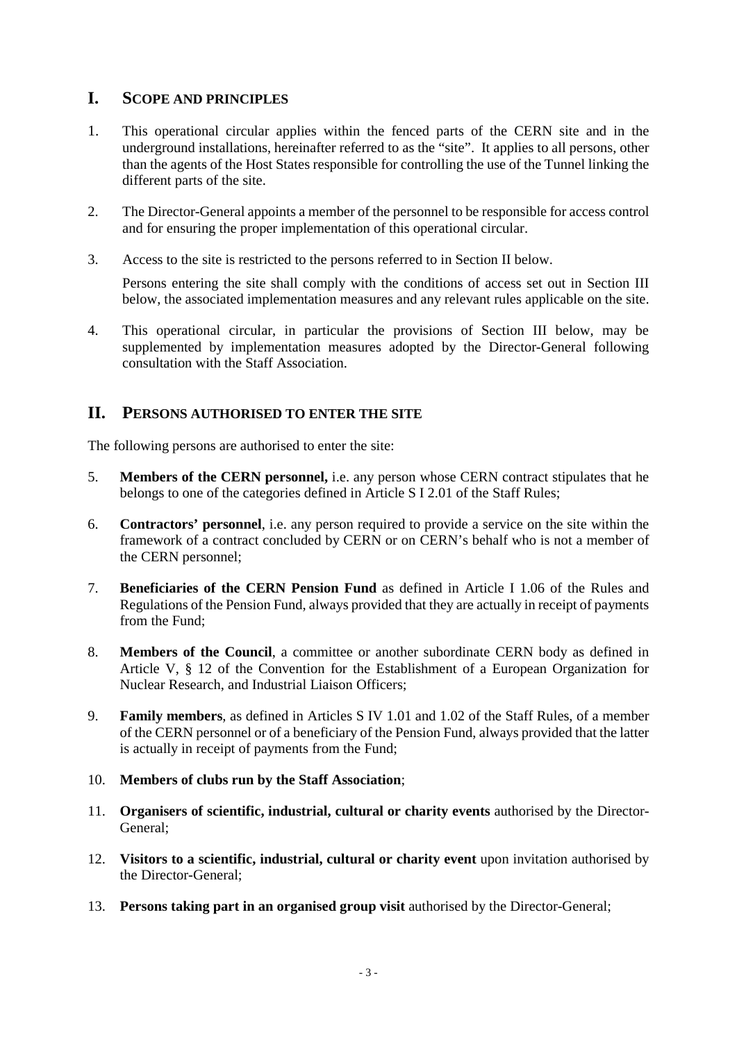## I. Scope and Principles

1. This operational circular applies within the fenced parts of the CERN site and in the underground installations, hereinafter referred to as the "site". It applies to all persons, other than the agents of the Host States responsible for controlling the use of the Tunnel linking the different parts of the site.

2. The Director-General appoints a member of the personnel to be responsible for access control and for ensuring the proper implementation of this operational circular.

3. Access to the site is restricted to the persons referred to in Section II below.

   Persons entering the site shall comply with the conditions of access set out in Section III below, the associated implementation measures and any relevant rules applicable on the site.

4. This operational circular, in particular the provisions of Section III below, may be supplemented by implementation measures adopted by the Director-General following consultation with the Staff Association.

## II. Persons Authorised to Enter the Site

The following persons are authorised to enter the site:

5. **Members of the CERN personnel,** i.e. any person whose CERN contract stipulates that he belongs to one of the categories defined in Article S I 2.01 of the Staff Rules;

6. **Contractors' personnel**, i.e. any person required to provide a service on the site within the framework of a contract concluded by CERN or on CERN's behalf who is not a member of the CERN personnel;

7. **Beneficiaries of the CERN Pension Fund** as defined in Article I 1.06 of the Rules and Regulations of the Pension Fund, always provided that they are actually in receipt of payments from the Fund;

8. **Members of the Council**, a committee or another subordinate CERN body as defined in Article V, § 12 of the Convention for the Establishment of a European Organization for Nuclear Research, and Industrial Liaison Officers;

9. **Family members**, as defined in Articles S IV 1.01 and 1.02 of the Staff Rules, of a member of the CERN personnel or of a beneficiary of the Pension Fund, always provided that the latter is actually in receipt of payments from the Fund;

10. **Members of clubs run by the Staff Association**;

11. **Organisers of scientific, industrial, cultural or charity events** authorised by the Director-General;

12. **Visitors to a scientific, industrial, cultural or charity event** upon invitation authorised by the Director-General;

13. **Persons taking part in an organised group visit** authorised by the Director-General;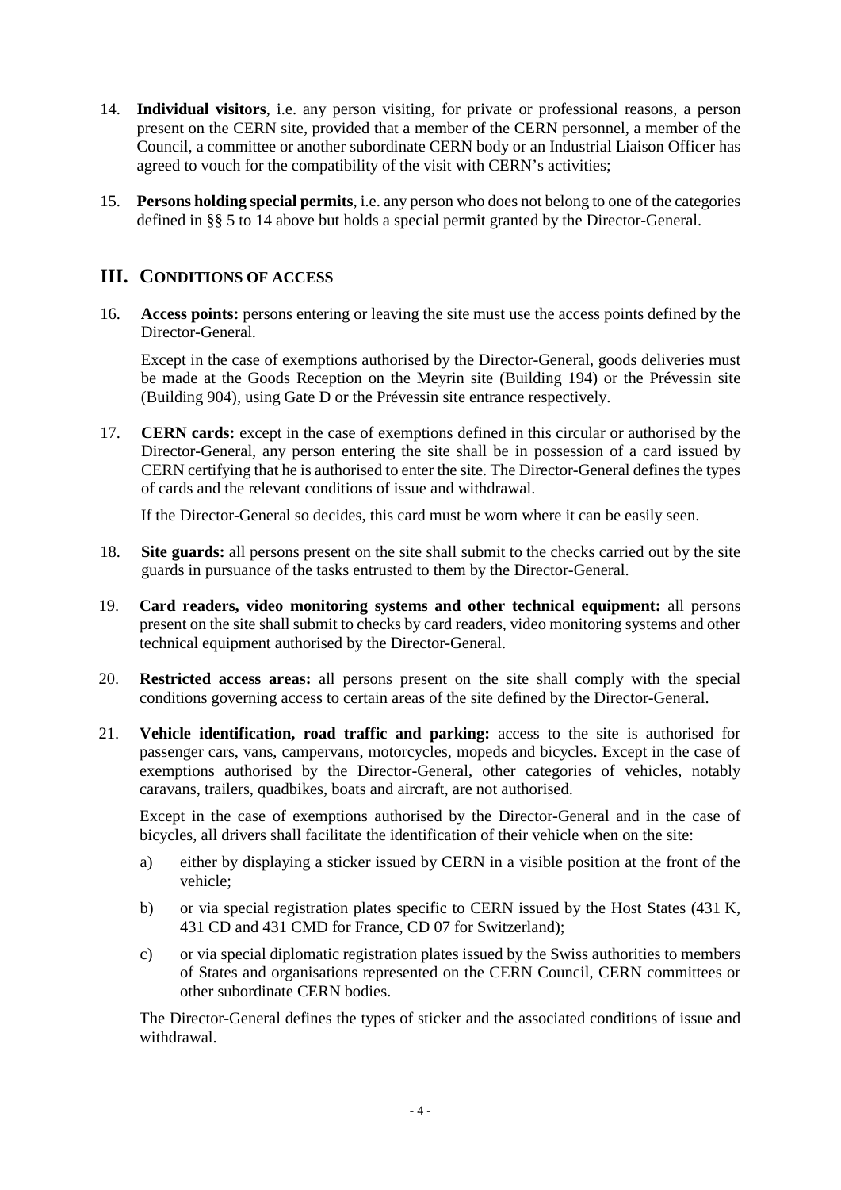14. **Individual visitors**, i.e. any person visiting, for private or professional reasons, a person present on the CERN site, provided that a member of the CERN personnel, a member of the Council, a committee or another subordinate CERN body or an Industrial Liaison Officer has agreed to vouch for the compatibility of the visit with CERN's activities;

15. **Persons holding special permits**, i.e. any person who does not belong to one of the categories defined in §§ 5 to 14 above but holds a special permit granted by the Director-General.

## III. CONDITIONS OF ACCESS

16. **Access points:** persons entering or leaving the site must use the access points defined by the Director-General.

    Except in the case of exemptions authorised by the Director-General, goods deliveries must be made at the Goods Reception on the Meyrin site (Building 194) or the Prévessin site (Building 904), using Gate D or the Prévessin site entrance respectively.

17. **CERN cards:** except in the case of exemptions defined in this circular or authorised by the Director-General, any person entering the site shall be in possession of a card issued by CERN certifying that he is authorised to enter the site. The Director-General defines the types of cards and the relevant conditions of issue and withdrawal.

    If the Director-General so decides, this card must be worn where it can be easily seen.

18. **Site guards:** all persons present on the site shall submit to the checks carried out by the site guards in pursuance of the tasks entrusted to them by the Director-General.

19. **Card readers, video monitoring systems and other technical equipment:** all persons present on the site shall submit to checks by card readers, video monitoring systems and other technical equipment authorised by the Director-General.

20. **Restricted access areas:** all persons present on the site shall comply with the special conditions governing access to certain areas of the site defined by the Director-General.

21. **Vehicle identification, road traffic and parking:** access to the site is authorised for passenger cars, vans, campervans, motorcycles, mopeds and bicycles. Except in the case of exemptions authorised by the Director-General, other categories of vehicles, notably caravans, trailers, quadbikes, boats and aircraft, are not authorised.

    Except in the case of exemptions authorised by the Director-General and in the case of bicycles, all drivers shall facilitate the identification of their vehicle when on the site:

    a) either by displaying a sticker issued by CERN in a visible position at the front of the vehicle;

    b) or via special registration plates specific to CERN issued by the Host States (431 K, 431 CD and 431 CMD for France, CD 07 for Switzerland);

    c) or via special diplomatic registration plates issued by the Swiss authorities to members of States and organisations represented on the CERN Council, CERN committees or other subordinate CERN bodies.

    The Director-General defines the types of sticker and the associated conditions of issue and withdrawal.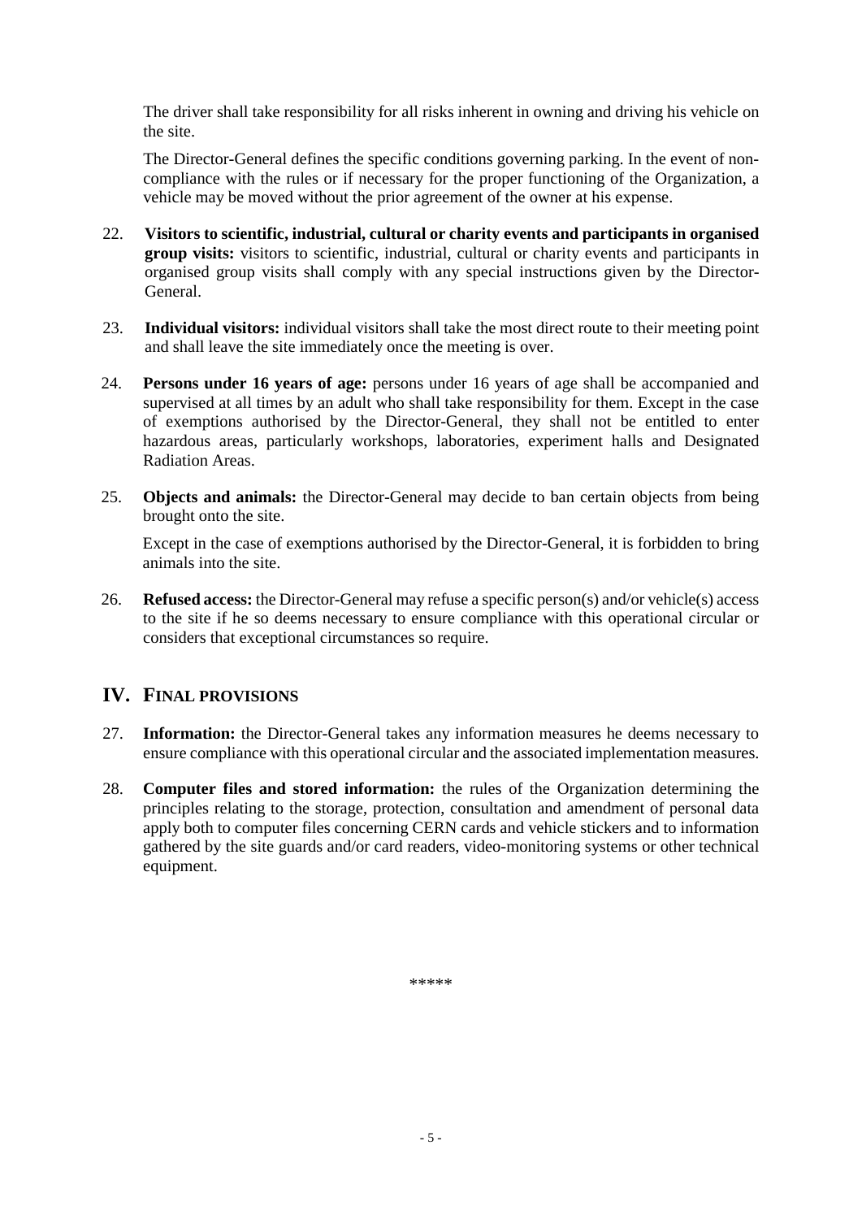The driver shall take responsibility for all risks inherent in owning and driving his vehicle on the site.

The Director-General defines the specific conditions governing parking. In the event of non-compliance with the rules or if necessary for the proper functioning of the Organization, a vehicle may be moved without the prior agreement of the owner at his expense.

22. **Visitors to scientific, industrial, cultural or charity events and participants in organised group visits:** visitors to scientific, industrial, cultural or charity events and participants in organised group visits shall comply with any special instructions given by the Director-General.

23. **Individual visitors:** individual visitors shall take the most direct route to their meeting point and shall leave the site immediately once the meeting is over.

24. **Persons under 16 years of age:** persons under 16 years of age shall be accompanied and supervised at all times by an adult who shall take responsibility for them. Except in the case of exemptions authorised by the Director-General, they shall not be entitled to enter hazardous areas, particularly workshops, laboratories, experiment halls and Designated Radiation Areas.

25. **Objects and animals:** the Director-General may decide to ban certain objects from being brought onto the site.

    Except in the case of exemptions authorised by the Director-General, it is forbidden to bring animals into the site.

26. **Refused access:** the Director-General may refuse a specific person(s) and/or vehicle(s) access to the site if he so deems necessary to ensure compliance with this operational circular or considers that exceptional circumstances so require.

## IV. FINAL PROVISIONS

27. **Information:** the Director-General takes any information measures he deems necessary to ensure compliance with this operational circular and the associated implementation measures.

28. **Computer files and stored information:** the rules of the Organization determining the principles relating to the storage, protection, consultation and amendment of personal data apply both to computer files concerning CERN cards and vehicle stickers and to information gathered by the site guards and/or card readers, video-monitoring systems or other technical equipment.

*****